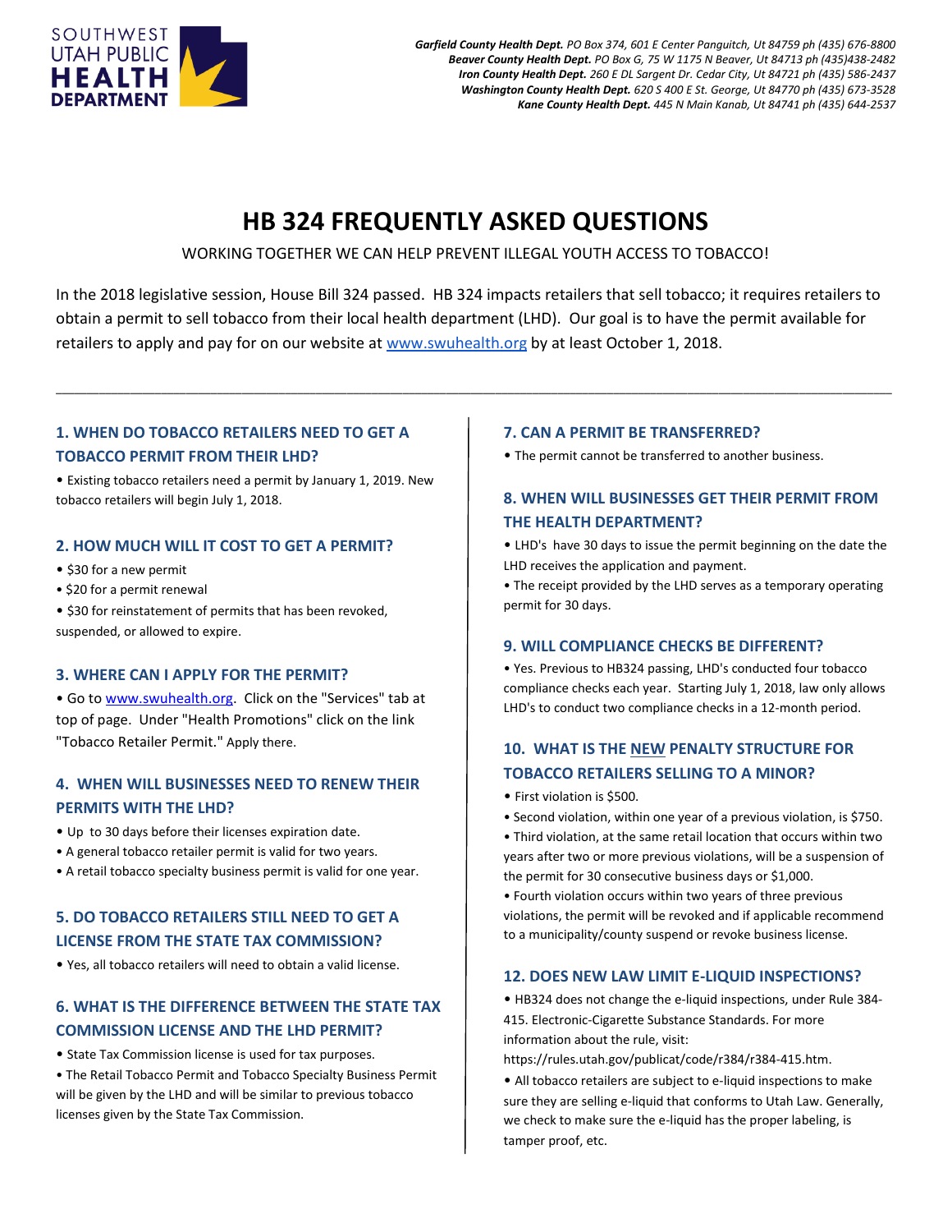SOUTHWEST UTAH PUBLIC **HEALTH DEPARTMENT**

***Garfield County Health Dept.*** *PO Box 374, 601 E Center Panguitch, Ut 84759 ph (435) 676-8800*
***Beaver County Health Dept.*** *PO Box G, 75 W 1175 N Beaver, Ut 84713 ph (435)438-2482*
***Iron County Health Dept.*** *260 E DL Sargent Dr. Cedar City, Ut 84721 ph (435) 586-2437*
***Washington County Health Dept.*** *620 S 400 E St. George, Ut 84770 ph (435) 673-3528*
***Kane County Health Dept.*** *445 N Main Kanab, Ut 84741 ph (435) 644-2537*

# HB 324 FREQUENTLY ASKED QUESTIONS

WORKING TOGETHER WE CAN HELP PREVENT ILLEGAL YOUTH ACCESS TO TOBACCO!

In the 2018 legislative session, House Bill 324 passed. HB 324 impacts retailers that sell tobacco; it requires retailers to obtain a permit to sell tobacco from their local health department (LHD). Our goal is to have the permit available for retailers to apply and pay for on our website at www.swuhealth.org by at least October 1, 2018.

---

## 1. WHEN DO TOBACCO RETAILERS NEED TO GET A TOBACCO PERMIT FROM THEIR LHD?

- Existing tobacco retailers need a permit by January 1, 2019. New tobacco retailers will begin July 1, 2018.

## 2. HOW MUCH WILL IT COST TO GET A PERMIT?

- $30 for a new permit
- $20 for a permit renewal
- $30 for reinstatement of permits that has been revoked, suspended, or allowed to expire.

## 3. WHERE CAN I APPLY FOR THE PERMIT?

- Go to www.swuhealth.org. Click on the "Services" tab at top of page. Under "Health Promotions" click on the link "Tobacco Retailer Permit." Apply there.

## 4. WHEN WILL BUSINESSES NEED TO RENEW THEIR PERMITS WITH THE LHD?

- Up to 30 days before their licenses expiration date.
- A general tobacco retailer permit is valid for two years.
- A retail tobacco specialty business permit is valid for one year.

## 5. DO TOBACCO RETAILERS STILL NEED TO GET A LICENSE FROM THE STATE TAX COMMISSION?

- Yes, all tobacco retailers will need to obtain a valid license.

## 6. WHAT IS THE DIFFERENCE BETWEEN THE STATE TAX COMMISSION LICENSE AND THE LHD PERMIT?

- State Tax Commission license is used for tax purposes.
- The Retail Tobacco Permit and Tobacco Specialty Business Permit will be given by the LHD and will be similar to previous tobacco licenses given by the State Tax Commission.

## 7. CAN A PERMIT BE TRANSFERRED?

- The permit cannot be transferred to another business.

## 8. WHEN WILL BUSINESSES GET THEIR PERMIT FROM THE HEALTH DEPARTMENT?

- LHD's have 30 days to issue the permit beginning on the date the LHD receives the application and payment.
- The receipt provided by the LHD serves as a temporary operating permit for 30 days.

## 9. WILL COMPLIANCE CHECKS BE DIFFERENT?

- Yes. Previous to HB324 passing, LHD's conducted four tobacco compliance checks each year. Starting July 1, 2018, law only allows LHD's to conduct two compliance checks in a 12-month period.

## 10. WHAT IS THE NEW PENALTY STRUCTURE FOR TOBACCO RETAILERS SELLING TO A MINOR?

- First violation is $500.
- Second violation, within one year of a previous violation, is $750.
- Third violation, at the same retail location that occurs within two years after two or more previous violations, will be a suspension of the permit for 30 consecutive business days or $1,000.
- Fourth violation occurs within two years of three previous violations, the permit will be revoked and if applicable recommend to a municipality/county suspend or revoke business license.

## 12. DOES NEW LAW LIMIT E-LIQUID INSPECTIONS?

- HB324 does not change the e-liquid inspections, under Rule 384-415. Electronic-Cigarette Substance Standards. For more information about the rule, visit: https://rules.utah.gov/publicat/code/r384/r384-415.htm.
- All tobacco retailers are subject to e-liquid inspections to make sure they are selling e-liquid that conforms to Utah Law. Generally, we check to make sure the e-liquid has the proper labeling, is tamper proof, etc.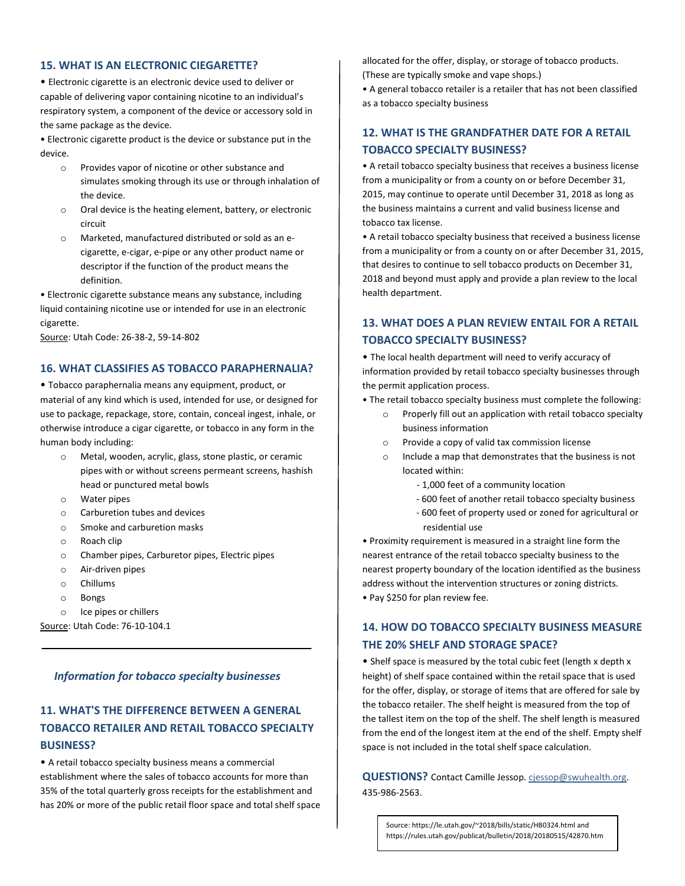## 15. WHAT IS AN ELECTRONIC CIEGARETTE?

- Electronic cigarette is an electronic device used to deliver or capable of delivering vapor containing nicotine to an individual's respiratory system, a component of the device or accessory sold in the same package as the device.
- Electronic cigarette product is the device or substance put in the device.
  - Provides vapor of nicotine or other substance and simulates smoking through its use or through inhalation of the device.
  - Oral device is the heating element, battery, or electronic circuit
  - Marketed, manufactured distributed or sold as an e-cigarette, e-cigar, e-pipe or any other product name or descriptor if the function of the product means the definition.
- Electronic cigarette substance means any substance, including liquid containing nicotine use or intended for use in an electronic cigarette.

Source: Utah Code: 26-38-2, 59-14-802

## 16. WHAT CLASSIFIES AS TOBACCO PARAPHERNALIA?

- Tobacco paraphernalia means any equipment, product, or material of any kind which is used, intended for use, or designed for use to package, repackage, store, contain, conceal ingest, inhale, or otherwise introduce a cigar cigarette, or tobacco in any form in the human body including:
  - Metal, wooden, acrylic, glass, stone plastic, or ceramic pipes with or without screens permeant screens, hashish head or punctured metal bowls
  - Water pipes
  - Carburetion tubes and devices
  - Smoke and carburetion masks
  - Roach clip
  - Chamber pipes, Carburetor pipes, Electric pipes
  - Air-driven pipes
  - Chillums
  - Bongs
  - Ice pipes or chillers

Source: Utah Code: 76-10-104.1

---

*Information for tobacco specialty businesses*

## 11. WHAT'S THE DIFFERENCE BETWEEN A GENERAL TOBACCO RETAILER AND RETAIL TOBACCO SPECIALTY BUSINESS?

- A retail tobacco specialty business means a commercial establishment where the sales of tobacco accounts for more than 35% of the total quarterly gross receipts for the establishment and has 20% or more of the public retail floor space and total shelf space allocated for the offer, display, or storage of tobacco products. (These are typically smoke and vape shops.)
- A general tobacco retailer is a retailer that has not been classified as a tobacco specialty business

## 12. WHAT IS THE GRANDFATHER DATE FOR A RETAIL TOBACCO SPECIALTY BUSINESS?

- A retail tobacco specialty business that receives a business license from a municipality or from a county on or before December 31, 2015, may continue to operate until December 31, 2018 as long as the business maintains a current and valid business license and tobacco tax license.
- A retail tobacco specialty business that received a business license from a municipality or from a county on or after December 31, 2015, that desires to continue to sell tobacco products on December 31, 2018 and beyond must apply and provide a plan review to the local health department.

## 13. WHAT DOES A PLAN REVIEW ENTAIL FOR A RETAIL TOBACCO SPECIALTY BUSINESS?

- The local health department will need to verify accuracy of information provided by retail tobacco specialty businesses through the permit application process.
- The retail tobacco specialty business must complete the following:
  - Properly fill out an application with retail tobacco specialty business information
  - Provide a copy of valid tax commission license
  - Include a map that demonstrates that the business is not located within:
    - 1,000 feet of a community location
    - 600 feet of another retail tobacco specialty business
    - 600 feet of property used or zoned for agricultural or residential use
- Proximity requirement is measured in a straight line form the nearest entrance of the retail tobacco specialty business to the nearest property boundary of the location identified as the business address without the intervention structures or zoning districts.
- Pay $250 for plan review fee.

## 14. HOW DO TOBACCO SPECIALTY BUSINESS MEASURE THE 20% SHELF AND STORAGE SPACE?

- Shelf space is measured by the total cubic feet (length x depth x height) of shelf space contained within the retail space that is used for the offer, display, or storage of items that are offered for sale by the tobacco retailer. The shelf height is measured from the top of the tallest item on the top of the shelf. The shelf length is measured from the end of the longest item at the end of the shelf. Empty shelf space is not included in the total shelf space calculation.

**QUESTIONS?** Contact Camille Jessop. cjessop@swuhealth.org. 435-986-2563.

Source: https://le.utah.gov/~2018/bills/static/HB0324.html and https://rules.utah.gov/publicat/bulletin/2018/20180515/42870.htm